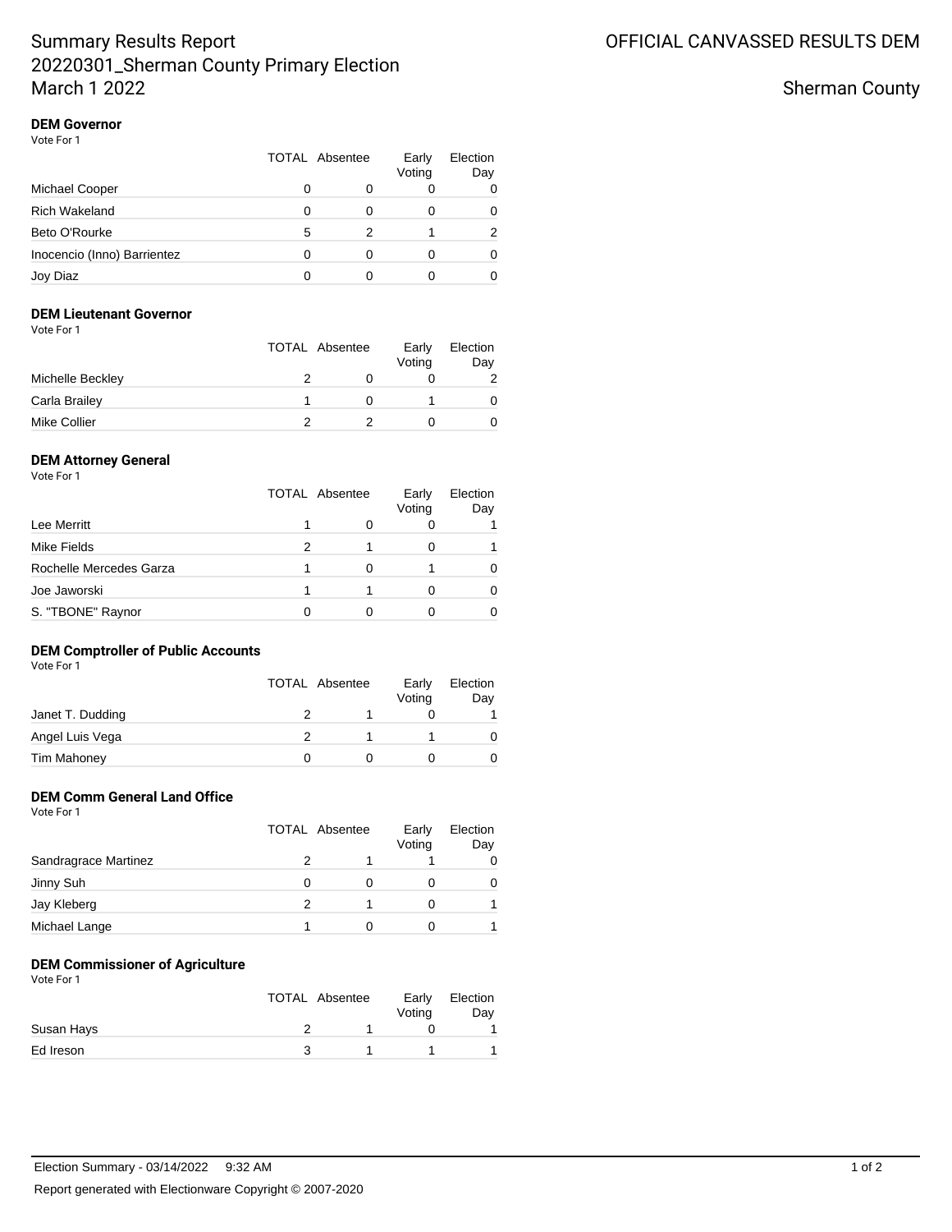# Summary Results Report
20220301_Sherman County Primary Election
March 1 2022

OFFICIAL CANVASSED RESULTS DEM

Sherman County

### DEM Governor

Vote For 1

| | TOTAL | Absentee | Early Voting | Election Day |
|---|---|---|---|---|
| Michael Cooper | 0 | 0 | 0 | 0 |
| Rich Wakeland | 0 | 0 | 0 | 0 |
| Beto O'Rourke | 5 | 2 | 1 | 2 |
| Inocencio (Inno) Barrientez | 0 | 0 | 0 | 0 |
| Joy Diaz | 0 | 0 | 0 | 0 |

### DEM Lieutenant Governor

Vote For 1

| | TOTAL | Absentee | Early Voting | Election Day |
|---|---|---|---|---|
| Michelle Beckley | 2 | 0 | 0 | 2 |
| Carla Brailey | 1 | 0 | 1 | 0 |
| Mike Collier | 2 | 2 | 0 | 0 |

### DEM Attorney General

Vote For 1

| | TOTAL | Absentee | Early Voting | Election Day |
|---|---|---|---|---|
| Lee Merritt | 1 | 0 | 0 | 1 |
| Mike Fields | 2 | 1 | 0 | 1 |
| Rochelle Mercedes Garza | 1 | 0 | 1 | 0 |
| Joe Jaworski | 1 | 1 | 0 | 0 |
| S. "TBONE" Raynor | 0 | 0 | 0 | 0 |

### DEM Comptroller of Public Accounts

Vote For 1

| | TOTAL | Absentee | Early Voting | Election Day |
|---|---|---|---|---|
| Janet T. Dudding | 2 | 1 | 0 | 1 |
| Angel Luis Vega | 2 | 1 | 1 | 0 |
| Tim Mahoney | 0 | 0 | 0 | 0 |

### DEM Comm General Land Office

Vote For 1

| | TOTAL | Absentee | Early Voting | Election Day |
|---|---|---|---|---|
| Sandragrace Martinez | 2 | 1 | 1 | 0 |
| Jinny Suh | 0 | 0 | 0 | 0 |
| Jay Kleberg | 2 | 1 | 0 | 1 |
| Michael Lange | 1 | 0 | 0 | 1 |

### DEM Commissioner of Agriculture

Vote For 1

| | TOTAL | Absentee | Early Voting | Election Day |
|---|---|---|---|---|
| Susan Hays | 2 | 1 | 0 | 1 |
| Ed Ireson | 3 | 1 | 1 | 1 |

Election Summary - 03/14/2022 9:32 AM

Report generated with Electionware Copyright © 2007-2020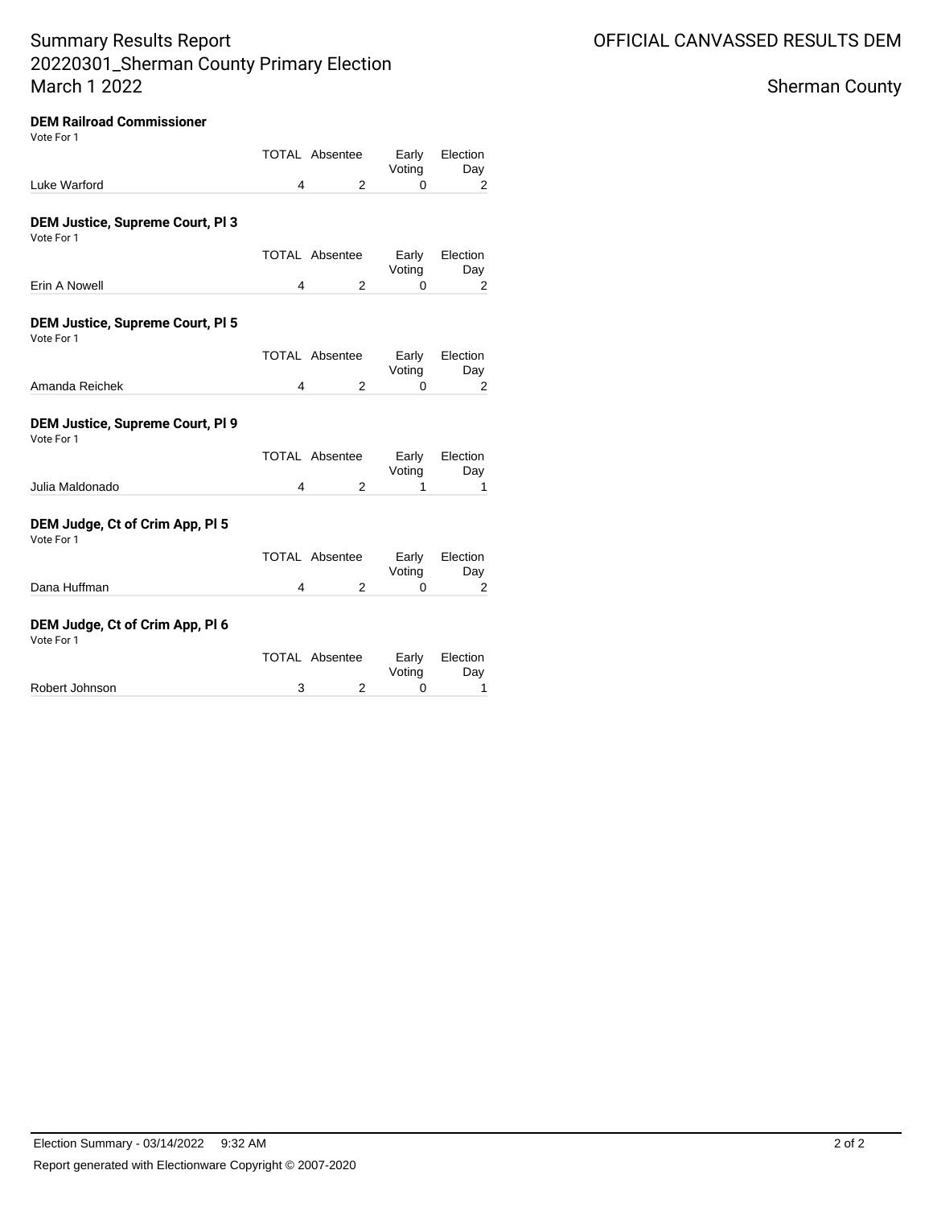# Summary Results Report
# 20220301_Sherman County Primary Election
# March 1 2022

OFFICIAL CANVASSED RESULTS DEM

Sherman County

### DEM Railroad Commissioner

Vote For 1

| | TOTAL | Absentee | Early Voting | Election Day |
|---|---|---|---|---|
| Luke Warford | 4 | 2 | 0 | 2 |

### DEM Justice, Supreme Court, Pl 3

Vote For 1

| | TOTAL | Absentee | Early Voting | Election Day |
|---|---|---|---|---|
| Erin A Nowell | 4 | 2 | 0 | 2 |

### DEM Justice, Supreme Court, Pl 5

Vote For 1

| | TOTAL | Absentee | Early Voting | Election Day |
|---|---|---|---|---|
| Amanda Reichek | 4 | 2 | 0 | 2 |

### DEM Justice, Supreme Court, Pl 9

Vote For 1

| | TOTAL | Absentee | Early Voting | Election Day |
|---|---|---|---|---|
| Julia Maldonado | 4 | 2 | 1 | 1 |

### DEM Judge, Ct of Crim App, Pl 5

Vote For 1

| | TOTAL | Absentee | Early Voting | Election Day |
|---|---|---|---|---|
| Dana Huffman | 4 | 2 | 0 | 2 |

### DEM Judge, Ct of Crim App, Pl 6

Vote For 1

| | TOTAL | Absentee | Early Voting | Election Day |
|---|---|---|---|---|
| Robert Johnson | 3 | 2 | 0 | 1 |

Election Summary - 03/14/2022 9:32 AM

Report generated with Electionware Copyright © 2007-2020